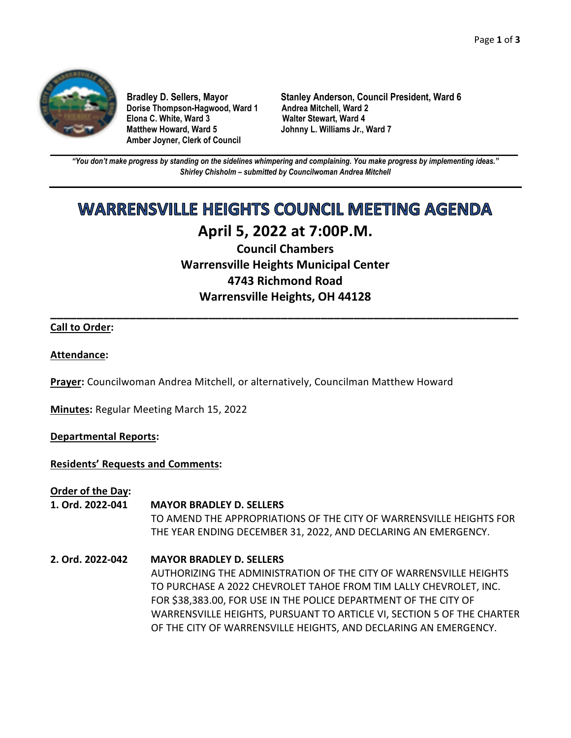**Bradley D. Sellers, Mayor**
**Stanley Anderson, Council President, Ward 6**
**Dorise Thompson-Hagwood, Ward 1**
**Andrea Mitchell, Ward 2**
**Elona C. White, Ward 3**
**Walter Stewart, Ward 4**
**Matthew Howard, Ward 5**
**Johnny L. Williams Jr., Ward 7**
**Amber Joyner, Clerk of Council**

---

***"You don't make progress by standing on the sidelines whimpering and complaining. You make progress by implementing ideas."***
***Shirley Chisholm – submitted by Councilwoman Andrea Mitchell***

---

# WARRENSVILLE HEIGHTS COUNCIL MEETING AGENDA

## April 5, 2022 at 7:00P.M.

### Council Chambers
### Warrensville Heights Municipal Center
### 4743 Richmond Road
### Warrensville Heights, OH 44128

---

**Call to Order:**

**Attendance:**

**Prayer:** Councilwoman Andrea Mitchell, or alternatively, Councilman Matthew Howard

**Minutes:** Regular Meeting March 15, 2022

**Departmental Reports:**

**Residents' Requests and Comments:**

**Order of the Day:**

**1. Ord. 2022-041** **MAYOR BRADLEY D. SELLERS**
TO AMEND THE APPROPRIATIONS OF THE CITY OF WARRENSVILLE HEIGHTS FOR THE YEAR ENDING DECEMBER 31, 2022, AND DECLARING AN EMERGENCY.

**2. Ord. 2022-042** **MAYOR BRADLEY D. SELLERS**
AUTHORIZING THE ADMINISTRATION OF THE CITY OF WARRENSVILLE HEIGHTS TO PURCHASE A 2022 CHEVROLET TAHOE FROM TIM LALLY CHEVROLET, INC. FOR $38,383.00, FOR USE IN THE POLICE DEPARTMENT OF THE CITY OF WARRENSVILLE HEIGHTS, PURSUANT TO ARTICLE VI, SECTION 5 OF THE CHARTER OF THE CITY OF WARRENSVILLE HEIGHTS, AND DECLARING AN EMERGENCY.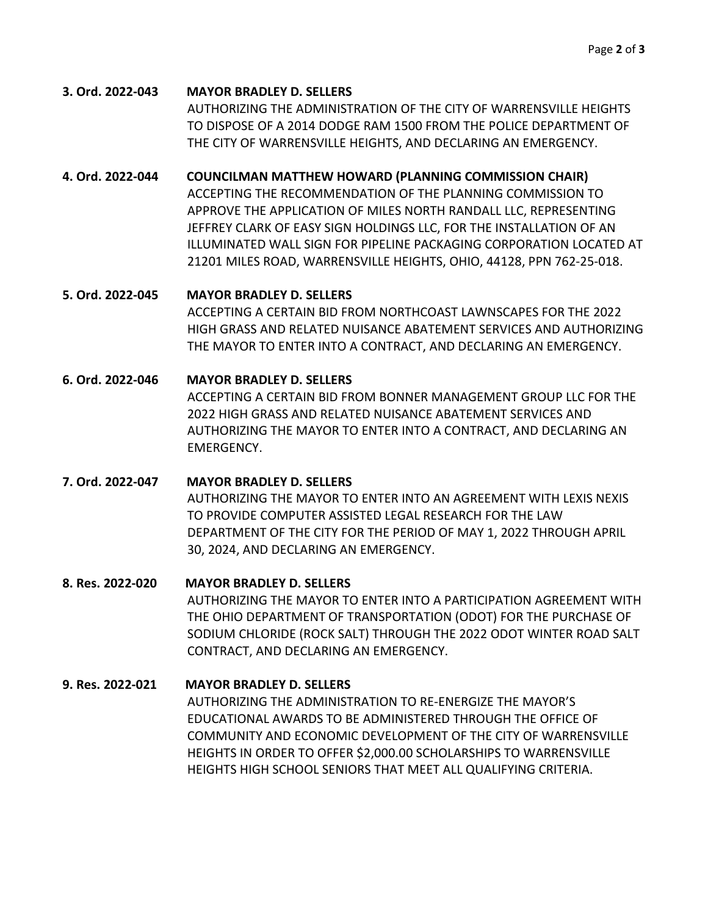**3. Ord. 2022-043** **MAYOR BRADLEY D. SELLERS**

AUTHORIZING THE ADMINISTRATION OF THE CITY OF WARRENSVILLE HEIGHTS TO DISPOSE OF A 2014 DODGE RAM 1500 FROM THE POLICE DEPARTMENT OF THE CITY OF WARRENSVILLE HEIGHTS, AND DECLARING AN EMERGENCY.

**4. Ord. 2022-044** **COUNCILMAN MATTHEW HOWARD (PLANNING COMMISSION CHAIR)**

ACCEPTING THE RECOMMENDATION OF THE PLANNING COMMISSION TO APPROVE THE APPLICATION OF MILES NORTH RANDALL LLC, REPRESENTING JEFFREY CLARK OF EASY SIGN HOLDINGS LLC, FOR THE INSTALLATION OF AN ILLUMINATED WALL SIGN FOR PIPELINE PACKAGING CORPORATION LOCATED AT 21201 MILES ROAD, WARRENSVILLE HEIGHTS, OHIO, 44128, PPN 762-25-018.

**5. Ord. 2022-045** **MAYOR BRADLEY D. SELLERS**

ACCEPTING A CERTAIN BID FROM NORTHCOAST LAWNSCAPES FOR THE 2022 HIGH GRASS AND RELATED NUISANCE ABATEMENT SERVICES AND AUTHORIZING THE MAYOR TO ENTER INTO A CONTRACT, AND DECLARING AN EMERGENCY.

**6. Ord. 2022-046** **MAYOR BRADLEY D. SELLERS**

ACCEPTING A CERTAIN BID FROM BONNER MANAGEMENT GROUP LLC FOR THE 2022 HIGH GRASS AND RELATED NUISANCE ABATEMENT SERVICES AND AUTHORIZING THE MAYOR TO ENTER INTO A CONTRACT, AND DECLARING AN EMERGENCY.

**7. Ord. 2022-047** **MAYOR BRADLEY D. SELLERS**

AUTHORIZING THE MAYOR TO ENTER INTO AN AGREEMENT WITH LEXIS NEXIS TO PROVIDE COMPUTER ASSISTED LEGAL RESEARCH FOR THE LAW DEPARTMENT OF THE CITY FOR THE PERIOD OF MAY 1, 2022 THROUGH APRIL 30, 2024, AND DECLARING AN EMERGENCY.

**8. Res. 2022-020** **MAYOR BRADLEY D. SELLERS**

AUTHORIZING THE MAYOR TO ENTER INTO A PARTICIPATION AGREEMENT WITH THE OHIO DEPARTMENT OF TRANSPORTATION (ODOT) FOR THE PURCHASE OF SODIUM CHLORIDE (ROCK SALT) THROUGH THE 2022 ODOT WINTER ROAD SALT CONTRACT, AND DECLARING AN EMERGENCY.

**9. Res. 2022-021** **MAYOR BRADLEY D. SELLERS**

AUTHORIZING THE ADMINISTRATION TO RE-ENERGIZE THE MAYOR'S EDUCATIONAL AWARDS TO BE ADMINISTERED THROUGH THE OFFICE OF COMMUNITY AND ECONOMIC DEVELOPMENT OF THE CITY OF WARRENSVILLE HEIGHTS IN ORDER TO OFFER $2,000.00 SCHOLARSHIPS TO WARRENSVILLE HEIGHTS HIGH SCHOOL SENIORS THAT MEET ALL QUALIFYING CRITERIA.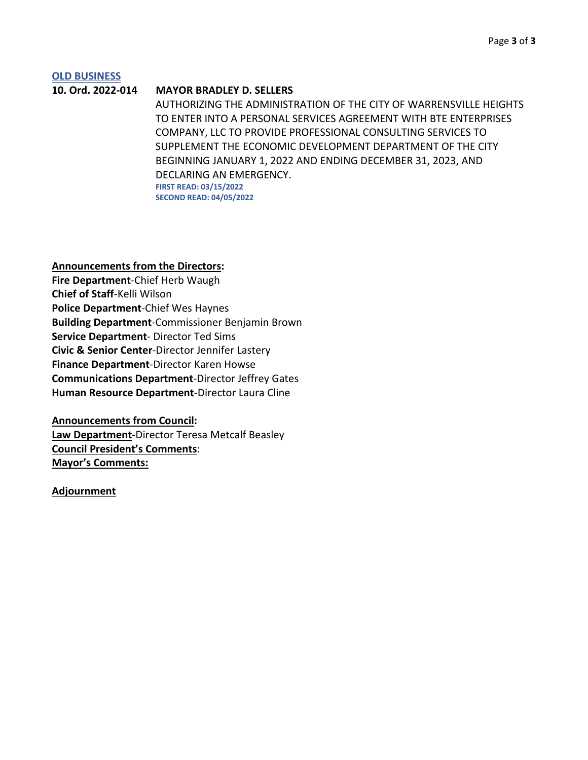## OLD BUSINESS

**10. Ord. 2022-014** **MAYOR BRADLEY D. SELLERS**

AUTHORIZING THE ADMINISTRATION OF THE CITY OF WARRENSVILLE HEIGHTS TO ENTER INTO A PERSONAL SERVICES AGREEMENT WITH BTE ENTERPRISES COMPANY, LLC TO PROVIDE PROFESSIONAL CONSULTING SERVICES TO SUPPLEMENT THE ECONOMIC DEVELOPMENT DEPARTMENT OF THE CITY BEGINNING JANUARY 1, 2022 AND ENDING DECEMBER 31, 2023, AND DECLARING AN EMERGENCY.

**FIRST READ: 03/15/2022**
**SECOND READ: 04/05/2022**

**Announcements from the Directors:**

**Fire Department**-Chief Herb Waugh
**Chief of Staff**-Kelli Wilson
**Police Department**-Chief Wes Haynes
**Building Department**-Commissioner Benjamin Brown
**Service Department**- Director Ted Sims
**Civic & Senior Center**-Director Jennifer Lastery
**Finance Department**-Director Karen Howse
**Communications Department**-Director Jeffrey Gates
**Human Resource Department**-Director Laura Cline

**Announcements from Council:**
**Law Department**-Director Teresa Metcalf Beasley
**Council President's Comments**:
**Mayor's Comments:**

**Adjournment**